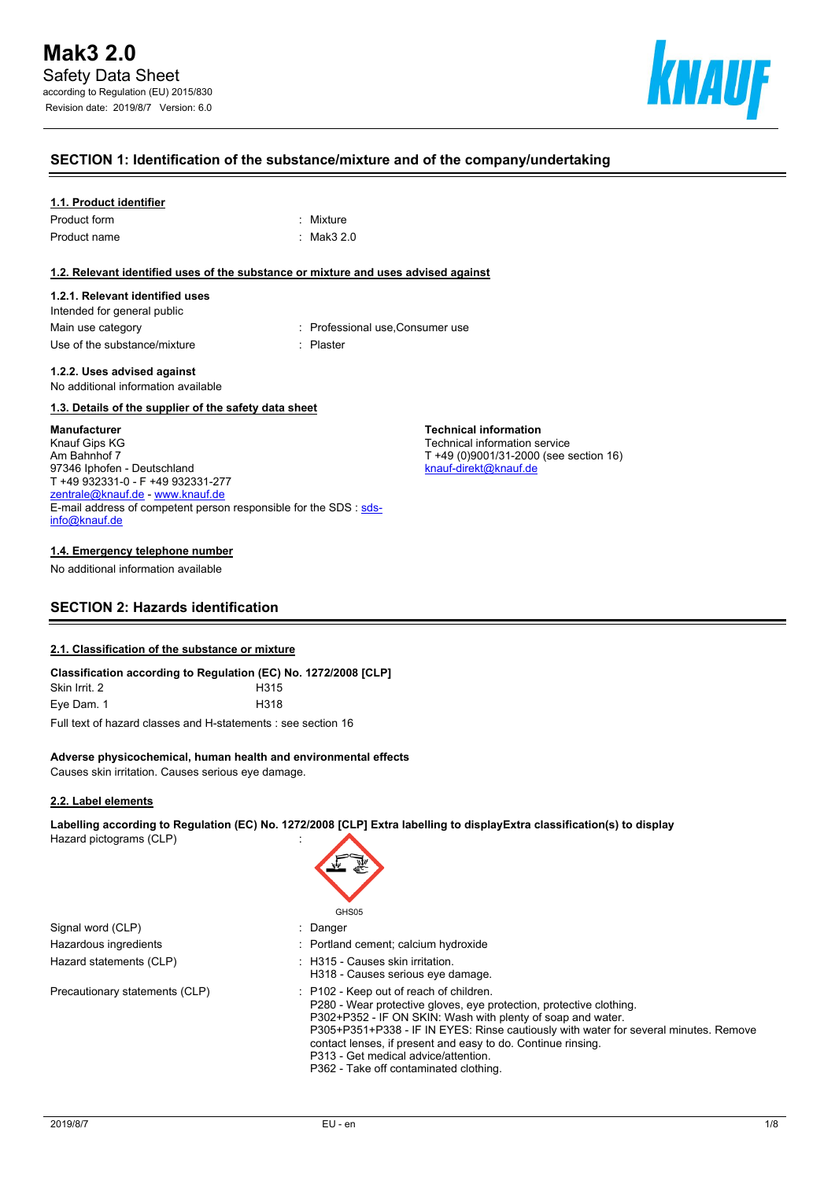# Mak3 2.0

Safety Data Sheet

according to Regulation (EU) 2015/830

Revision date: 2019/8/7 Version: 6.0

## SECTION 1: Identification of the substance/mixture and of the company/undertaking

### 1.1. Product identifier

| | |
|---|---|
| Product form | : Mixture |
| Product name | : Mak3 2.0 |

### 1.2. Relevant identified uses of the substance or mixture and uses advised against

#### 1.2.1. Relevant identified uses

Intended for general public

| | |
|---|---|
| Main use category | : Professional use,Consumer use |
| Use of the substance/mixture | : Plaster |

#### 1.2.2. Uses advised against

No additional information available

### 1.3. Details of the supplier of the safety data sheet

**Manufacturer**
Knauf Gips KG
Am Bahnhof 7
97346 Iphofen - Deutschland
T +49 932331-0 - F +49 932331-277
zentrale@knauf.de - www.knauf.de
E-mail address of competent person responsible for the SDS : sds-info@knauf.de

**Technical information**
Technical information service
T +49 (0)9001/31-2000 (see section 16)
knauf-direkt@knauf.de

### 1.4. Emergency telephone number

No additional information available

## SECTION 2: Hazards identification

### 2.1. Classification of the substance or mixture

**Classification according to Regulation (EC) No. 1272/2008 [CLP]**

| | |
|---|---|
| Skin Irrit. 2 | H315 |
| Eye Dam. 1 | H318 |

Full text of hazard classes and H-statements : see section 16

**Adverse physicochemical, human health and environmental effects**

Causes skin irritation. Causes serious eye damage.

### 2.2. Label elements

**Labelling according to Regulation (EC) No. 1272/2008 [CLP] Extra labelling to displayExtra classification(s) to display**

Hazard pictograms (CLP) :

GHS05

| | |
|---|---|
| Signal word (CLP) | : Danger |
| Hazardous ingredients | : Portland cement; calcium hydroxide |
| Hazard statements (CLP) | : H315 - Causes skin irritation.<br>H318 - Causes serious eye damage. |
| Precautionary statements (CLP) | : P102 - Keep out of reach of children.<br>P280 - Wear protective gloves, eye protection, protective clothing.<br>P302+P352 - IF ON SKIN: Wash with plenty of soap and water.<br>P305+P351+P338 - IF IN EYES: Rinse cautiously with water for several minutes. Remove contact lenses, if present and easy to do. Continue rinsing.<br>P313 - Get medical advice/attention.<br>P362 - Take off contaminated clothing. |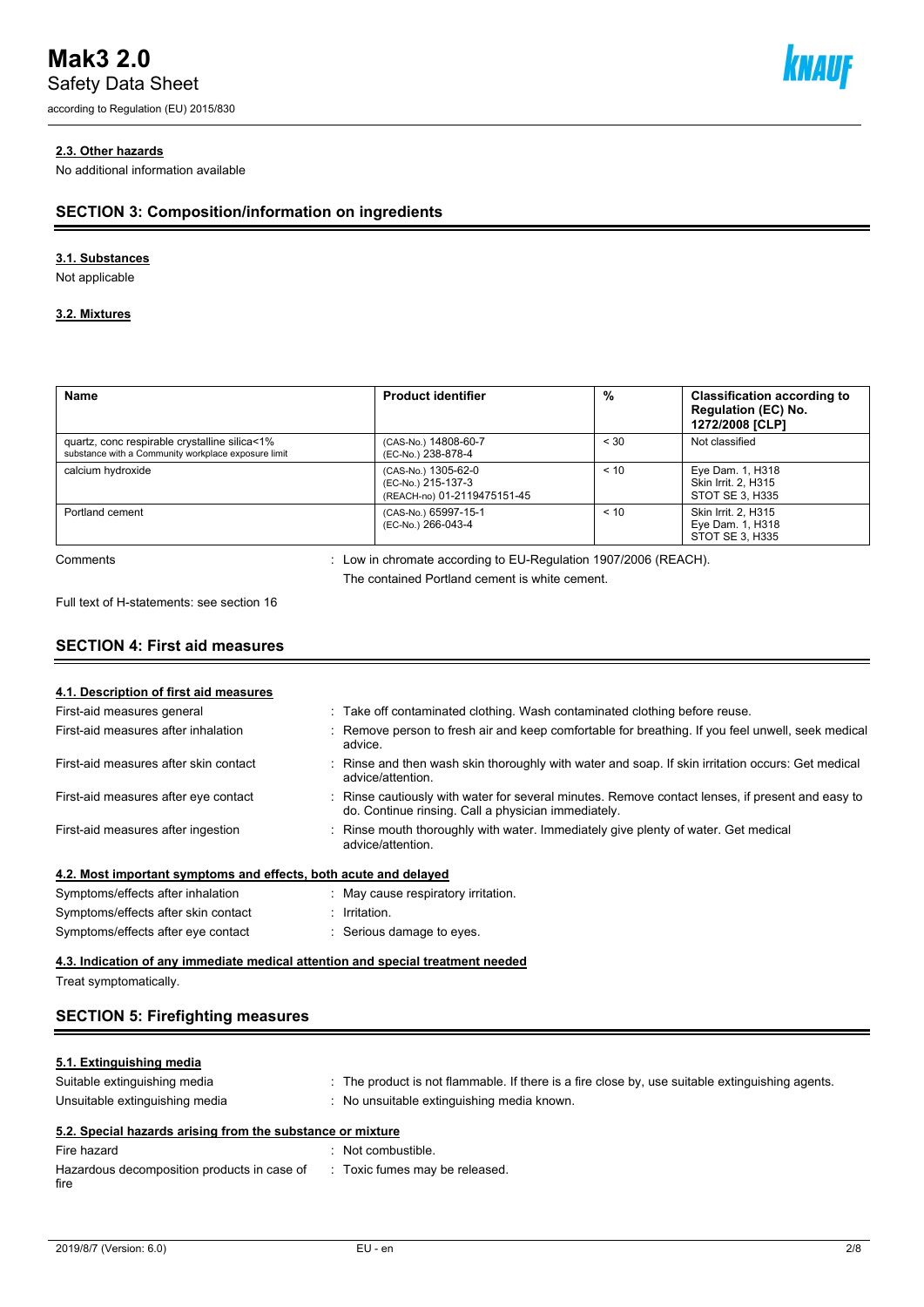#### 2.3. Other hazards

No additional information available

## SECTION 3: Composition/information on ingredients

#### 3.1. Substances

Not applicable

#### 3.2. Mixtures

| Name | Product identifier | % | Classification according to Regulation (EC) No. 1272/2008 [CLP] |
|---|---|---|---|
| quartz, conc respirable crystalline silica<1%<br>substance with a Community workplace exposure limit | (CAS-No.) 14808-60-7<br>(EC-No.) 238-878-4 | < 30 | Not classified |
| calcium hydroxide | (CAS-No.) 1305-62-0<br>(EC-No.) 215-137-3<br>(REACH-no) 01-2119475151-45 | < 10 | Eye Dam. 1, H318<br>Skin Irrit. 2, H315<br>STOT SE 3, H335 |
| Portland cement | (CAS-No.) 65997-15-1<br>(EC-No.) 266-043-4 | < 10 | Skin Irrit. 2, H315<br>Eye Dam. 1, H318<br>STOT SE 3, H335 |

Comments : Low in chromate according to EU-Regulation 1907/2006 (REACH).
The contained Portland cement is white cement.

Full text of H-statements: see section 16

## SECTION 4: First aid measures

#### 4.1. Description of first aid measures

First-aid measures general : Take off contaminated clothing. Wash contaminated clothing before reuse.

First-aid measures after inhalation : Remove person to fresh air and keep comfortable for breathing. If you feel unwell, seek medical advice.

First-aid measures after skin contact : Rinse and then wash skin thoroughly with water and soap. If skin irritation occurs: Get medical advice/attention.

First-aid measures after eye contact : Rinse cautiously with water for several minutes. Remove contact lenses, if present and easy to do. Continue rinsing. Call a physician immediately.

First-aid measures after ingestion : Rinse mouth thoroughly with water. Immediately give plenty of water. Get medical advice/attention.

#### 4.2. Most important symptoms and effects, both acute and delayed

Symptoms/effects after inhalation : May cause respiratory irritation.

Symptoms/effects after skin contact : Irritation.

Symptoms/effects after eye contact : Serious damage to eyes.

#### 4.3. Indication of any immediate medical attention and special treatment needed

Treat symptomatically.

## SECTION 5: Firefighting measures

#### 5.1. Extinguishing media

Suitable extinguishing media : The product is not flammable. If there is a fire close by, use suitable extinguishing agents.

Unsuitable extinguishing media : No unsuitable extinguishing media known.

#### 5.2. Special hazards arising from the substance or mixture

Fire hazard : Not combustible.

Hazardous decomposition products in case of fire : Toxic fumes may be released.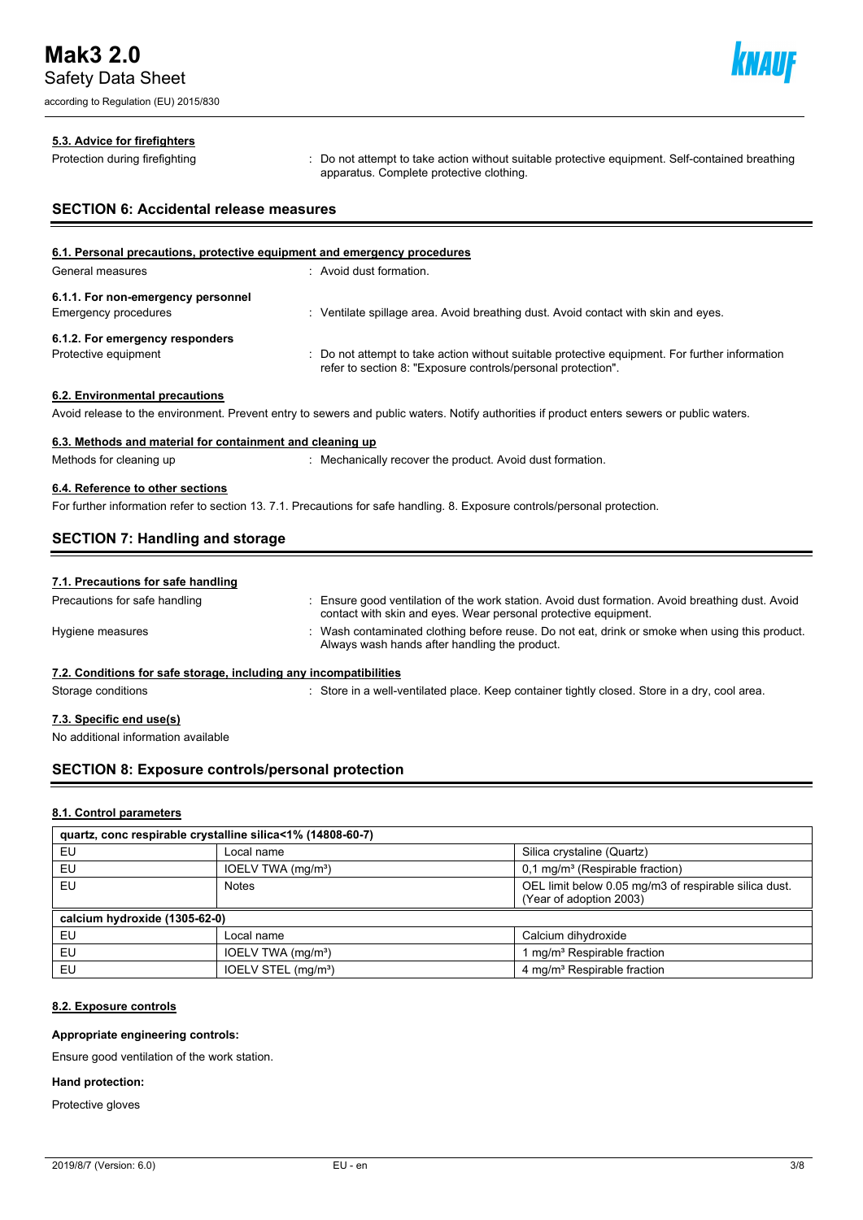#### 5.3. Advice for firefighters

Protection during firefighting : Do not attempt to take action without suitable protective equipment. Self-contained breathing apparatus. Complete protective clothing.

## SECTION 6: Accidental release measures

#### 6.1. Personal precautions, protective equipment and emergency procedures

General measures : Avoid dust formation.

**6.1.1. For non-emergency personnel**

Emergency procedures : Ventilate spillage area. Avoid breathing dust. Avoid contact with skin and eyes.

**6.1.2. For emergency responders**

Protective equipment : Do not attempt to take action without suitable protective equipment. For further information refer to section 8: "Exposure controls/personal protection".

#### 6.2. Environmental precautions

Avoid release to the environment. Prevent entry to sewers and public waters. Notify authorities if product enters sewers or public waters.

#### 6.3. Methods and material for containment and cleaning up

Methods for cleaning up : Mechanically recover the product. Avoid dust formation.

#### 6.4. Reference to other sections

For further information refer to section 13. 7.1. Precautions for safe handling. 8. Exposure controls/personal protection.

## SECTION 7: Handling and storage

#### 7.1. Precautions for safe handling

Precautions for safe handling : Ensure good ventilation of the work station. Avoid dust formation. Avoid breathing dust. Avoid contact with skin and eyes. Wear personal protective equipment.

Hygiene measures : Wash contaminated clothing before reuse. Do not eat, drink or smoke when using this product. Always wash hands after handling the product.

#### 7.2. Conditions for safe storage, including any incompatibilities

Storage conditions : Store in a well-ventilated place. Keep container tightly closed. Store in a dry, cool area.

#### 7.3. Specific end use(s)

No additional information available

## SECTION 8: Exposure controls/personal protection

#### 8.1. Control parameters

| quartz, conc respirable crystalline silica<1% (14808-60-7) | | |
|---|---|---|
| EU | Local name | Silica crystaline (Quartz) |
| EU | IOELV TWA (mg/m³) | 0,1 mg/m³ (Respirable fraction) |
| EU | Notes | OEL limit below 0.05 mg/m3 of respirable silica dust. (Year of adoption 2003) |
| **calcium hydroxide (1305-62-0)** | | |
| EU | Local name | Calcium dihydroxide |
| EU | IOELV TWA (mg/m³) | 1 mg/m³ Respirable fraction |
| EU | IOELV STEL (mg/m³) | 4 mg/m³ Respirable fraction |

#### 8.2. Exposure controls

**Appropriate engineering controls:**

Ensure good ventilation of the work station.

**Hand protection:**

Protective gloves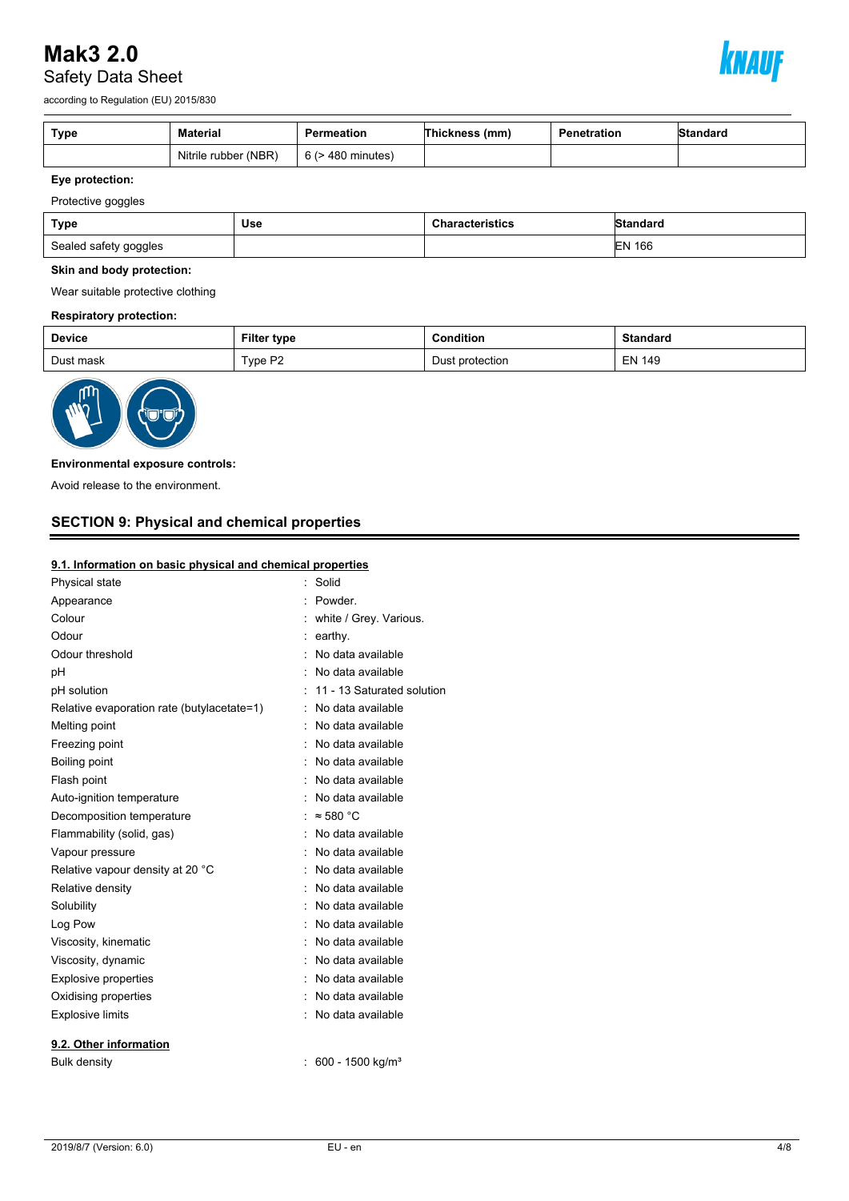| Type | Material | Permeation | Thickness (mm) | Penetration | Standard |
|---|---|---|---|---|---|
| | Nitrile rubber (NBR) | 6 (> 480 minutes) | | | |

**Eye protection:**

Protective goggles

| Type | Use | Characteristics | Standard |
|---|---|---|---|
| Sealed safety goggles | | | EN 166 |

**Skin and body protection:**

Wear suitable protective clothing

**Respiratory protection:**

| Device | Filter type | Condition | Standard |
|---|---|---|---|
| Dust mask | Type P2 | Dust protection | EN 149 |

**Environmental exposure controls:**

Avoid release to the environment.

## SECTION 9: Physical and chemical properties

### 9.1. Information on basic physical and chemical properties

| | |
|---|---|
| Physical state | : Solid |
| Appearance | : Powder. |
| Colour | : white / Grey. Various. |
| Odour | : earthy. |
| Odour threshold | : No data available |
| pH | : No data available |
| pH solution | : 11 - 13 Saturated solution |
| Relative evaporation rate (butylacetate=1) | : No data available |
| Melting point | : No data available |
| Freezing point | : No data available |
| Boiling point | : No data available |
| Flash point | : No data available |
| Auto-ignition temperature | : No data available |
| Decomposition temperature | : ≈ 580 °C |
| Flammability (solid, gas) | : No data available |
| Vapour pressure | : No data available |
| Relative vapour density at 20 °C | : No data available |
| Relative density | : No data available |
| Solubility | : No data available |
| Log Pow | : No data available |
| Viscosity, kinematic | : No data available |
| Viscosity, dynamic | : No data available |
| Explosive properties | : No data available |
| Oxidising properties | : No data available |
| Explosive limits | : No data available |

### 9.2. Other information

| | |
|---|---|
| Bulk density | : 600 - 1500 kg/m³ |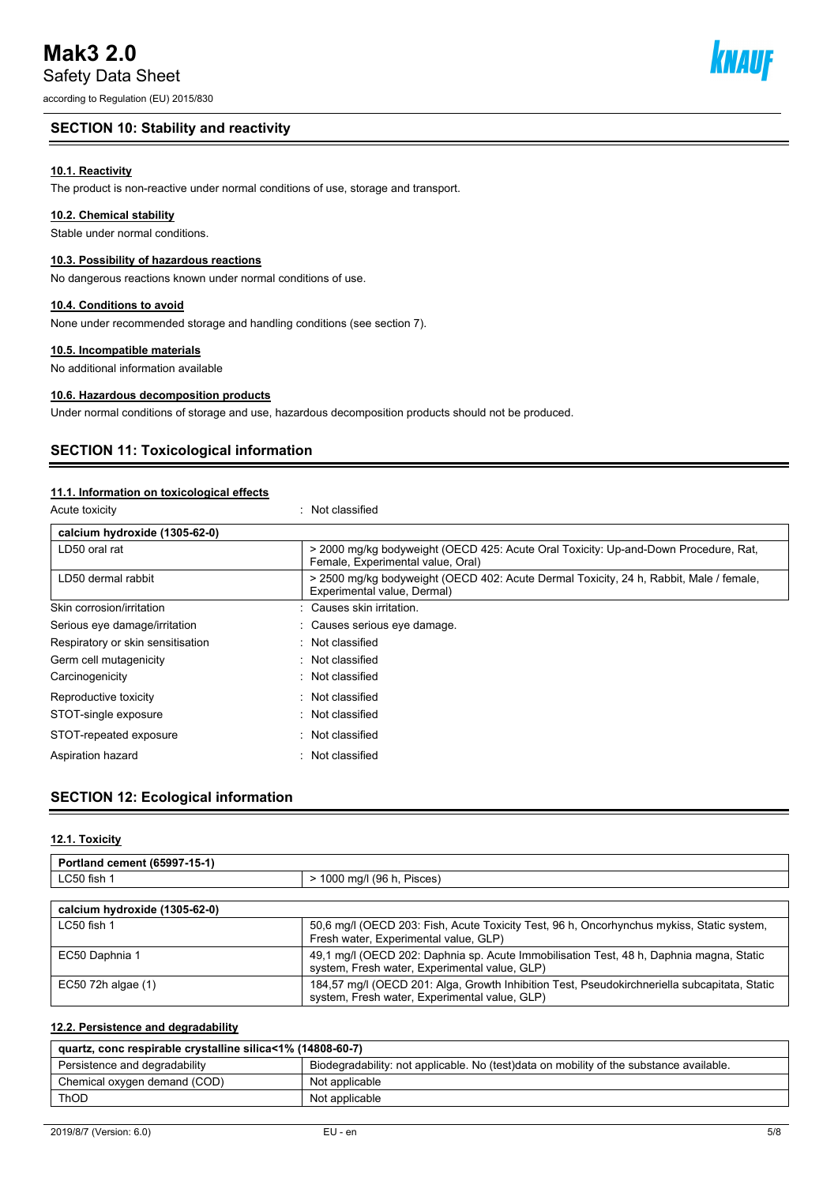## SECTION 10: Stability and reactivity

### 10.1. Reactivity

The product is non-reactive under normal conditions of use, storage and transport.

### 10.2. Chemical stability

Stable under normal conditions.

### 10.3. Possibility of hazardous reactions

No dangerous reactions known under normal conditions of use.

### 10.4. Conditions to avoid

None under recommended storage and handling conditions (see section 7).

### 10.5. Incompatible materials

No additional information available

### 10.6. Hazardous decomposition products

Under normal conditions of storage and use, hazardous decomposition products should not be produced.

## SECTION 11: Toxicological information

### 11.1. Information on toxicological effects

Acute toxicity : Not classified

| calcium hydroxide (1305-62-0) | |
|---|---|
| LD50 oral rat | > 2000 mg/kg bodyweight (OECD 425: Acute Oral Toxicity: Up-and-Down Procedure, Rat, Female, Experimental value, Oral) |
| LD50 dermal rabbit | > 2500 mg/kg bodyweight (OECD 402: Acute Dermal Toxicity, 24 h, Rabbit, Male / female, Experimental value, Dermal) |

Skin corrosion/irritation : Causes skin irritation.

Serious eye damage/irritation : Causes serious eye damage.

Respiratory or skin sensitisation : Not classified

Germ cell mutagenicity : Not classified

Carcinogenicity : Not classified

Reproductive toxicity : Not classified

STOT-single exposure : Not classified

STOT-repeated exposure : Not classified

Aspiration hazard : Not classified

## SECTION 12: Ecological information

### 12.1. Toxicity

| Portland cement (65997-15-1) | |
|---|---|
| LC50 fish 1 | > 1000 mg/l (96 h, Pisces) |

| calcium hydroxide (1305-62-0) | |
|---|---|
| LC50 fish 1 | 50,6 mg/l (OECD 203: Fish, Acute Toxicity Test, 96 h, Oncorhynchus mykiss, Static system, Fresh water, Experimental value, GLP) |
| EC50 Daphnia 1 | 49,1 mg/l (OECD 202: Daphnia sp. Acute Immobilisation Test, 48 h, Daphnia magna, Static system, Fresh water, Experimental value, GLP) |
| EC50 72h algae (1) | 184,57 mg/l (OECD 201: Alga, Growth Inhibition Test, Pseudokirchneriella subcapitata, Static system, Fresh water, Experimental value, GLP) |

### 12.2. Persistence and degradability

| quartz, conc respirable crystalline silica<1% (14808-60-7) | |
|---|---|
| Persistence and degradability | Biodegradability: not applicable. No (test)data on mobility of the substance available. |
| Chemical oxygen demand (COD) | Not applicable |
| ThOD | Not applicable |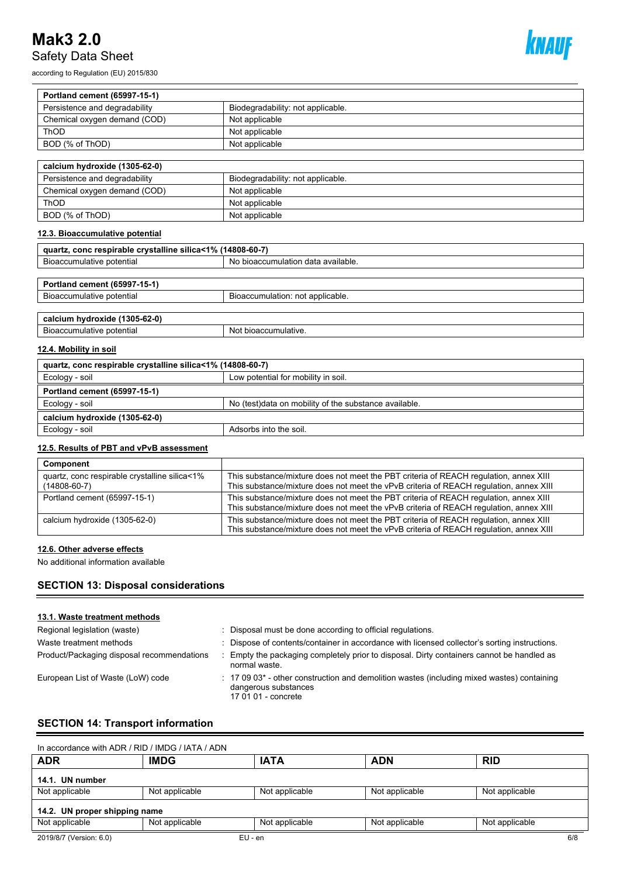| Portland cement (65997-15-1) | |
|---|---|
| Persistence and degradability | Biodegradability: not applicable. |
| Chemical oxygen demand (COD) | Not applicable |
| ThOD | Not applicable |
| BOD (% of ThOD) | Not applicable |

| calcium hydroxide (1305-62-0) | |
|---|---|
| Persistence and degradability | Biodegradability: not applicable. |
| Chemical oxygen demand (COD) | Not applicable |
| ThOD | Not applicable |
| BOD (% of ThOD) | Not applicable |

### 12.3. Bioaccumulative potential

| quartz, conc respirable crystalline silica<1% (14808-60-7) | |
|---|---|
| Bioaccumulative potential | No bioaccumulation data available. |

| Portland cement (65997-15-1) | |
|---|---|
| Bioaccumulative potential | Bioaccumulation: not applicable. |

| calcium hydroxide (1305-62-0) | |
|---|---|
| Bioaccumulative potential | Not bioaccumulative. |

### 12.4. Mobility in soil

| quartz, conc respirable crystalline silica<1% (14808-60-7) | |
|---|---|
| Ecology - soil | Low potential for mobility in soil. |
| **Portland cement (65997-15-1)** | |
| Ecology - soil | No (test)data on mobility of the substance available. |
| **calcium hydroxide (1305-62-0)** | |
| Ecology - soil | Adsorbs into the soil. |

### 12.5. Results of PBT and vPvB assessment

| Component | |
|---|---|
| quartz, conc respirable crystalline silica<1% (14808-60-7) | This substance/mixture does not meet the PBT criteria of REACH regulation, annex XIII This substance/mixture does not meet the vPvB criteria of REACH regulation, annex XIII |
| Portland cement (65997-15-1) | This substance/mixture does not meet the PBT criteria of REACH regulation, annex XIII This substance/mixture does not meet the vPvB criteria of REACH regulation, annex XIII |
| calcium hydroxide (1305-62-0) | This substance/mixture does not meet the PBT criteria of REACH regulation, annex XIII This substance/mixture does not meet the vPvB criteria of REACH regulation, annex XIII |

### 12.6. Other adverse effects

No additional information available

## SECTION 13: Disposal considerations

### 13.1. Waste treatment methods

Regional legislation (waste) : Disposal must be done according to official regulations.

Waste treatment methods : Dispose of contents/container in accordance with licensed collector's sorting instructions.

Product/Packaging disposal recommendations : Empty the packaging completely prior to disposal. Dirty containers cannot be handled as normal waste.

European List of Waste (LoW) code : 17 09 03* - other construction and demolition wastes (including mixed wastes) containing dangerous substances
17 01 01 - concrete

## SECTION 14: Transport information

In accordance with ADR / RID / IMDG / IATA / ADN

| ADR | IMDG | IATA | ADN | RID |
|---|---|---|---|---|
| **14.1. UN number** | | | | |
| Not applicable | Not applicable | Not applicable | Not applicable | Not applicable |
| **14.2. UN proper shipping name** | | | | |
| Not applicable | Not applicable | Not applicable | Not applicable | Not applicable |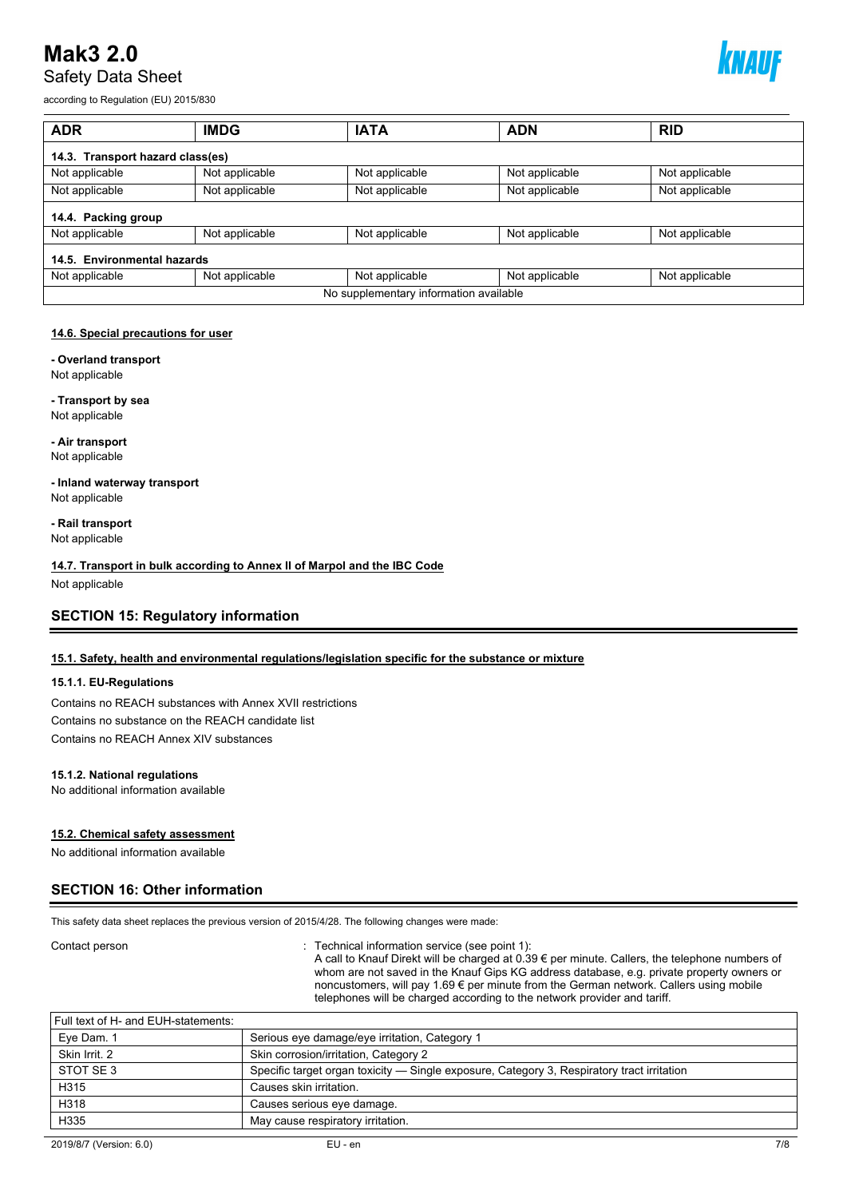| ADR | IMDG | IATA | ADN | RID |
|---|---|---|---|---|
| **14.3. Transport hazard class(es)** | | | | |
| Not applicable | Not applicable | Not applicable | Not applicable | Not applicable |
| Not applicable | Not applicable | Not applicable | Not applicable | Not applicable |
| **14.4. Packing group** | | | | |
| Not applicable | Not applicable | Not applicable | Not applicable | Not applicable |
| **14.5. Environmental hazards** | | | | |
| Not applicable | Not applicable | Not applicable | Not applicable | Not applicable |
| No supplementary information available | | | | |

#### 14.6. Special precautions for user

**- Overland transport**
Not applicable

**- Transport by sea**
Not applicable

**- Air transport**
Not applicable

**- Inland waterway transport**
Not applicable

**- Rail transport**
Not applicable

#### 14.7. Transport in bulk according to Annex II of Marpol and the IBC Code

Not applicable

## SECTION 15: Regulatory information

#### 15.1. Safety, health and environmental regulations/legislation specific for the substance or mixture

##### 15.1.1. EU-Regulations

Contains no REACH substances with Annex XVII restrictions
Contains no substance on the REACH candidate list
Contains no REACH Annex XIV substances

##### 15.1.2. National regulations

No additional information available

#### 15.2. Chemical safety assessment

No additional information available

## SECTION 16: Other information

This safety data sheet replaces the previous version of 2015/4/28. The following changes were made:

Contact person : Technical information service (see point 1):
A call to Knauf Direkt will be charged at 0.39 € per minute. Callers, the telephone numbers of whom are not saved in the Knauf Gips KG address database, e.g. private property owners or noncustomers, will pay 1.69 € per minute from the German network. Callers using mobile telephones will be charged according to the network provider and tariff.

| Full text of H- and EUH-statements: | |
|---|---|
| Eye Dam. 1 | Serious eye damage/eye irritation, Category 1 |
| Skin Irrit. 2 | Skin corrosion/irritation, Category 2 |
| STOT SE 3 | Specific target organ toxicity — Single exposure, Category 3, Respiratory tract irritation |
| H315 | Causes skin irritation. |
| H318 | Causes serious eye damage. |
| H335 | May cause respiratory irritation. |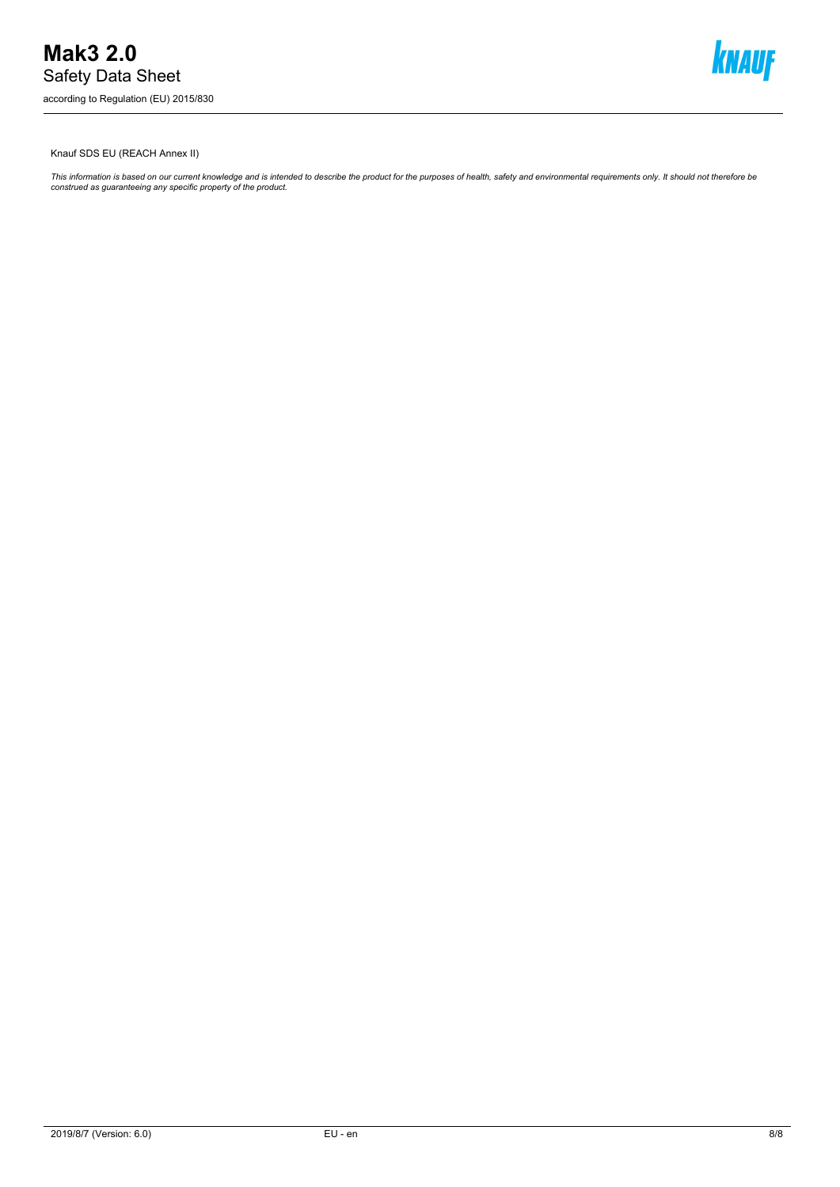Knauf SDS EU (REACH Annex II)

*This information is based on our current knowledge and is intended to describe the product for the purposes of health, safety and environmental requirements only. It should not therefore be construed as guaranteeing any specific property of the product.*